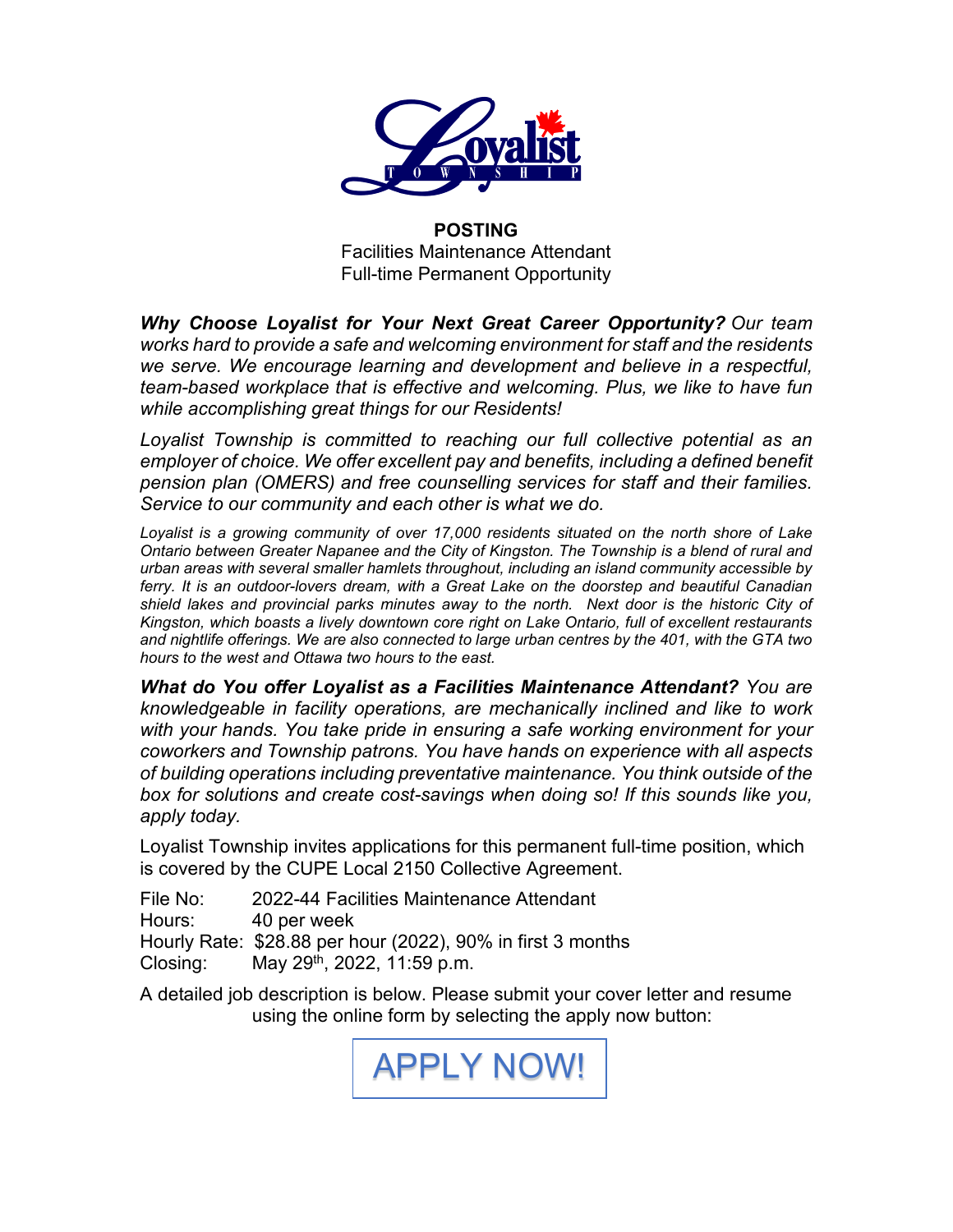**POSTING**
Facilities Maintenance Attendant
Full-time Permanent Opportunity

***Why Choose Loyalist for Your Next Great Career Opportunity?*** *Our team works hard to provide a safe and welcoming environment for staff and the residents we serve. We encourage learning and development and believe in a respectful, team-based workplace that is effective and welcoming. Plus, we like to have fun while accomplishing great things for our Residents!*

*Loyalist Township is committed to reaching our full collective potential as an employer of choice. We offer excellent pay and benefits, including a defined benefit pension plan (OMERS) and free counselling services for staff and their families. Service to our community and each other is what we do.*

*Loyalist is a growing community of over 17,000 residents situated on the north shore of Lake Ontario between Greater Napanee and the City of Kingston. The Township is a blend of rural and urban areas with several smaller hamlets throughout, including an island community accessible by ferry. It is an outdoor-lovers dream, with a Great Lake on the doorstep and beautiful Canadian shield lakes and provincial parks minutes away to the north. Next door is the historic City of Kingston, which boasts a lively downtown core right on Lake Ontario, full of excellent restaurants and nightlife offerings. We are also connected to large urban centres by the 401, with the GTA two hours to the west and Ottawa two hours to the east.*

***What do You offer Loyalist as a Facilities Maintenance Attendant?*** *You are knowledgeable in facility operations, are mechanically inclined and like to work with your hands. You take pride in ensuring a safe working environment for your coworkers and Township patrons. You have hands on experience with all aspects of building operations including preventative maintenance. You think outside of the box for solutions and create cost-savings when doing so! If this sounds like you, apply today.*

Loyalist Township invites applications for this permanent full-time position, which is covered by the CUPE Local 2150 Collective Agreement.

File No: 2022-44 Facilities Maintenance Attendant
Hours: 40 per week
Hourly Rate: $28.88 per hour (2022), 90% in first 3 months
Closing: May 29th, 2022, 11:59 p.m.

A detailed job description is below. Please submit your cover letter and resume using the online form by selecting the apply now button:

APPLY NOW!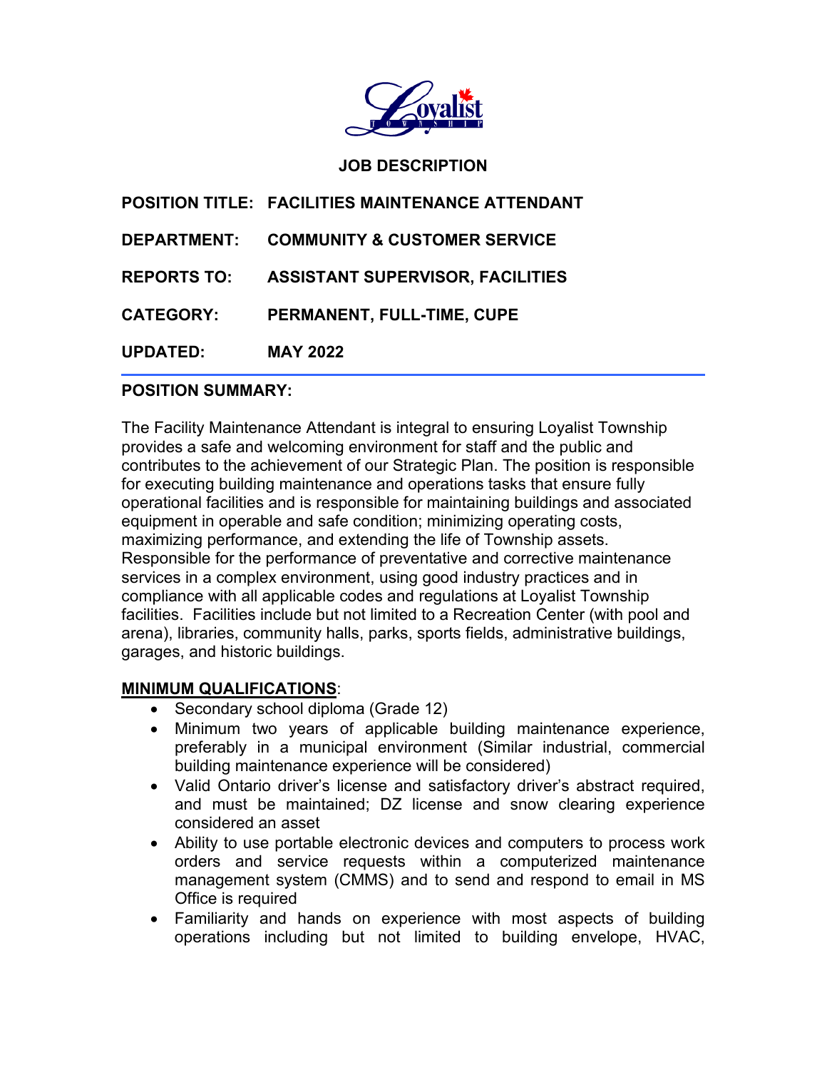# JOB DESCRIPTION

**POSITION TITLE: FACILITIES MAINTENANCE ATTENDANT**

**DEPARTMENT: COMMUNITY & CUSTOMER SERVICE**

**REPORTS TO: ASSISTANT SUPERVISOR, FACILITIES**

**CATEGORY: PERMANENT, FULL-TIME, CUPE**

**UPDATED: MAY 2022**

---

## POSITION SUMMARY:

The Facility Maintenance Attendant is integral to ensuring Loyalist Township provides a safe and welcoming environment for staff and the public and contributes to the achievement of our Strategic Plan. The position is responsible for executing building maintenance and operations tasks that ensure fully operational facilities and is responsible for maintaining buildings and associated equipment in operable and safe condition; minimizing operating costs, maximizing performance, and extending the life of Township assets. Responsible for the performance of preventative and corrective maintenance services in a complex environment, using good industry practices and in compliance with all applicable codes and regulations at Loyalist Township facilities. Facilities include but not limited to a Recreation Center (with pool and arena), libraries, community halls, parks, sports fields, administrative buildings, garages, and historic buildings.

## MINIMUM QUALIFICATIONS:

- Secondary school diploma (Grade 12)
- Minimum two years of applicable building maintenance experience, preferably in a municipal environment (Similar industrial, commercial building maintenance experience will be considered)
- Valid Ontario driver's license and satisfactory driver's abstract required, and must be maintained; DZ license and snow clearing experience considered an asset
- Ability to use portable electronic devices and computers to process work orders and service requests within a computerized maintenance management system (CMMS) and to send and respond to email in MS Office is required
- Familiarity and hands on experience with most aspects of building operations including but not limited to building envelope, HVAC,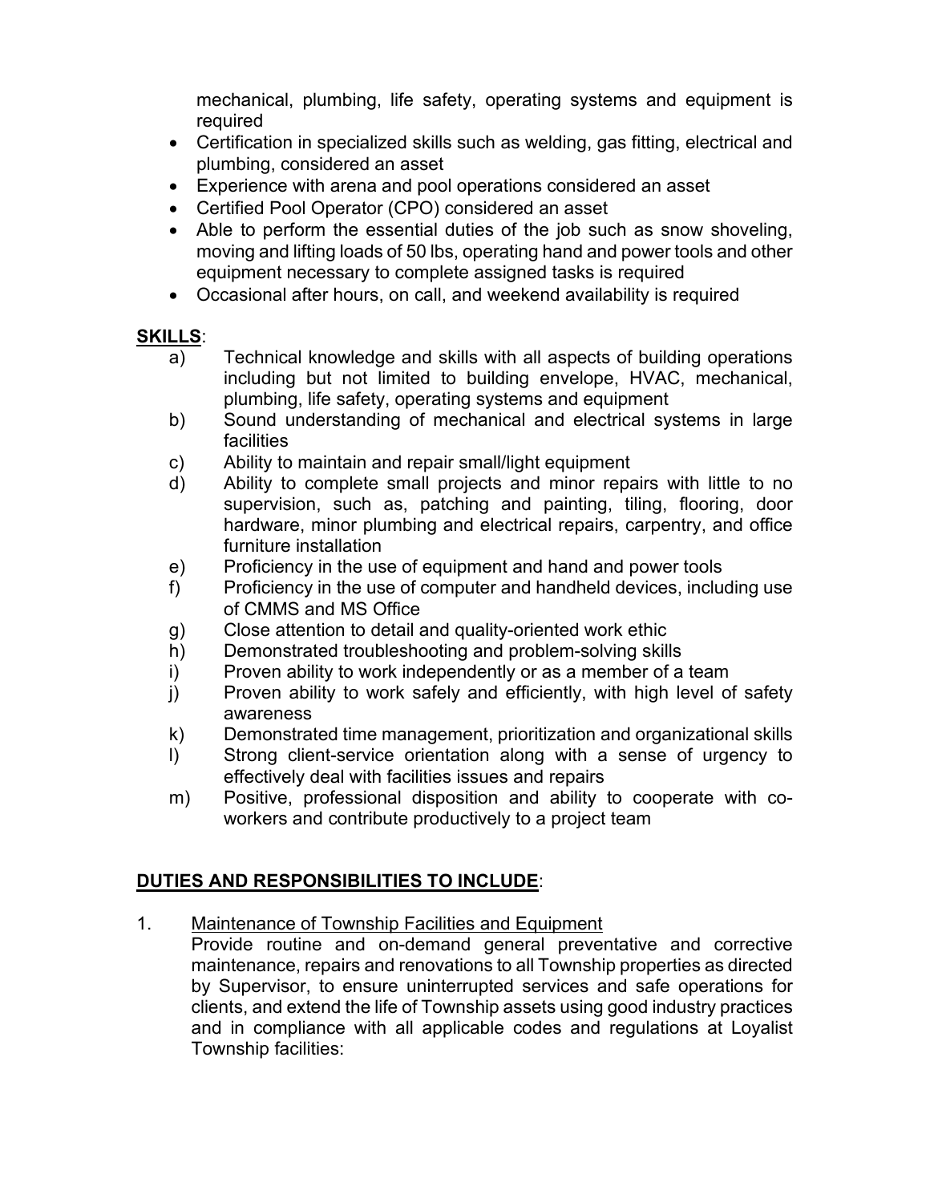mechanical, plumbing, life safety, operating systems and equipment is required

- Certification in specialized skills such as welding, gas fitting, electrical and plumbing, considered an asset
- Experience with arena and pool operations considered an asset
- Certified Pool Operator (CPO) considered an asset
- Able to perform the essential duties of the job such as snow shoveling, moving and lifting loads of 50 lbs, operating hand and power tools and other equipment necessary to complete assigned tasks is required
- Occasional after hours, on call, and weekend availability is required

**<u>SKILLS</u>**:

a) Technical knowledge and skills with all aspects of building operations including but not limited to building envelope, HVAC, mechanical, plumbing, life safety, operating systems and equipment

b) Sound understanding of mechanical and electrical systems in large facilities

c) Ability to maintain and repair small/light equipment

d) Ability to complete small projects and minor repairs with little to no supervision, such as, patching and painting, tiling, flooring, door hardware, minor plumbing and electrical repairs, carpentry, and office furniture installation

e) Proficiency in the use of equipment and hand and power tools

f) Proficiency in the use of computer and handheld devices, including use of CMMS and MS Office

g) Close attention to detail and quality-oriented work ethic

h) Demonstrated troubleshooting and problem-solving skills

i) Proven ability to work independently or as a member of a team

j) Proven ability to work safely and efficiently, with high level of safety awareness

k) Demonstrated time management, prioritization and organizational skills

l) Strong client-service orientation along with a sense of urgency to effectively deal with facilities issues and repairs

m) Positive, professional disposition and ability to cooperate with co-workers and contribute productively to a project team

**<u>DUTIES AND RESPONSIBILITIES TO INCLUDE</u>**:

1. <u>Maintenance of Township Facilities and Equipment</u>

   Provide routine and on-demand general preventative and corrective maintenance, repairs and renovations to all Township properties as directed by Supervisor, to ensure uninterrupted services and safe operations for clients, and extend the life of Township assets using good industry practices and in compliance with all applicable codes and regulations at Loyalist Township facilities: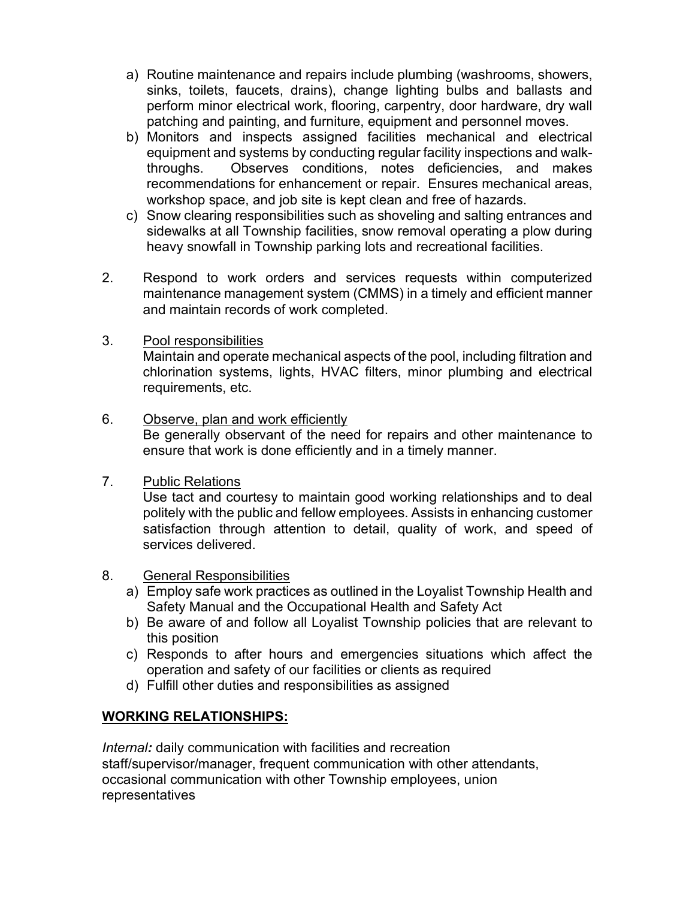a) Routine maintenance and repairs include plumbing (washrooms, showers, sinks, toilets, faucets, drains), change lighting bulbs and ballasts and perform minor electrical work, flooring, carpentry, door hardware, dry wall patching and painting, and furniture, equipment and personnel moves.
b) Monitors and inspects assigned facilities mechanical and electrical equipment and systems by conducting regular facility inspections and walk-throughs. Observes conditions, notes deficiencies, and makes recommendations for enhancement or repair. Ensures mechanical areas, workshop space, and job site is kept clean and free of hazards.
c) Snow clearing responsibilities such as shoveling and salting entrances and sidewalks at all Township facilities, snow removal operating a plow during heavy snowfall in Township parking lots and recreational facilities.

2. Respond to work orders and services requests within computerized maintenance management system (CMMS) in a timely and efficient manner and maintain records of work completed.

3. <u>Pool responsibilities</u>
   Maintain and operate mechanical aspects of the pool, including filtration and chlorination systems, lights, HVAC filters, minor plumbing and electrical requirements, etc.

6. <u>Observe, plan and work efficiently</u>
   Be generally observant of the need for repairs and other maintenance to ensure that work is done efficiently and in a timely manner.

7. <u>Public Relations</u>
   Use tact and courtesy to maintain good working relationships and to deal politely with the public and fellow employees. Assists in enhancing customer satisfaction through attention to detail, quality of work, and speed of services delivered.

8. <u>General Responsibilities</u>
   a) Employ safe work practices as outlined in the Loyalist Township Health and Safety Manual and the Occupational Health and Safety Act
   b) Be aware of and follow all Loyalist Township policies that are relevant to this position
   c) Responds to after hours and emergencies situations which affect the operation and safety of our facilities or clients as required
   d) Fulfill other duties and responsibilities as assigned

## <u>WORKING RELATIONSHIPS:</u>

*Internal:* daily communication with facilities and recreation staff/supervisor/manager, frequent communication with other attendants, occasional communication with other Township employees, union representatives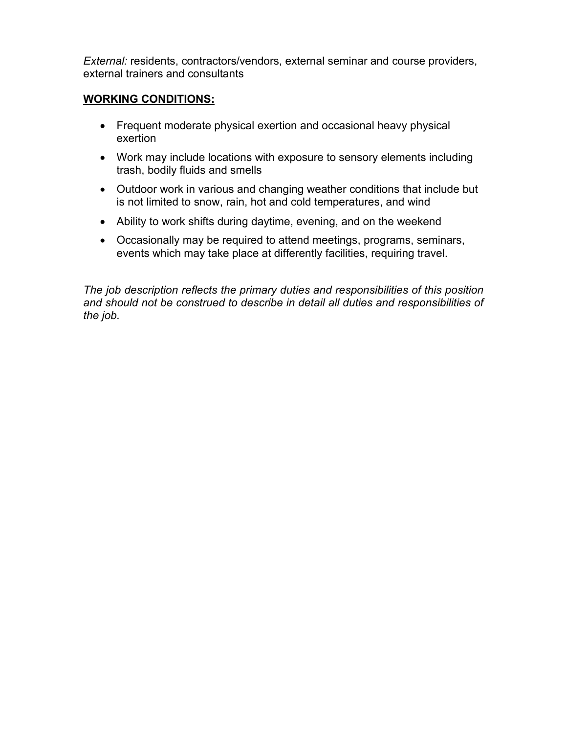*External:* residents, contractors/vendors, external seminar and course providers, external trainers and consultants

**WORKING CONDITIONS:**

- Frequent moderate physical exertion and occasional heavy physical exertion
- Work may include locations with exposure to sensory elements including trash, bodily fluids and smells
- Outdoor work in various and changing weather conditions that include but is not limited to snow, rain, hot and cold temperatures, and wind
- Ability to work shifts during daytime, evening, and on the weekend
- Occasionally may be required to attend meetings, programs, seminars, events which may take place at differently facilities, requiring travel.

*The job description reflects the primary duties and responsibilities of this position and should not be construed to describe in detail all duties and responsibilities of the job.*